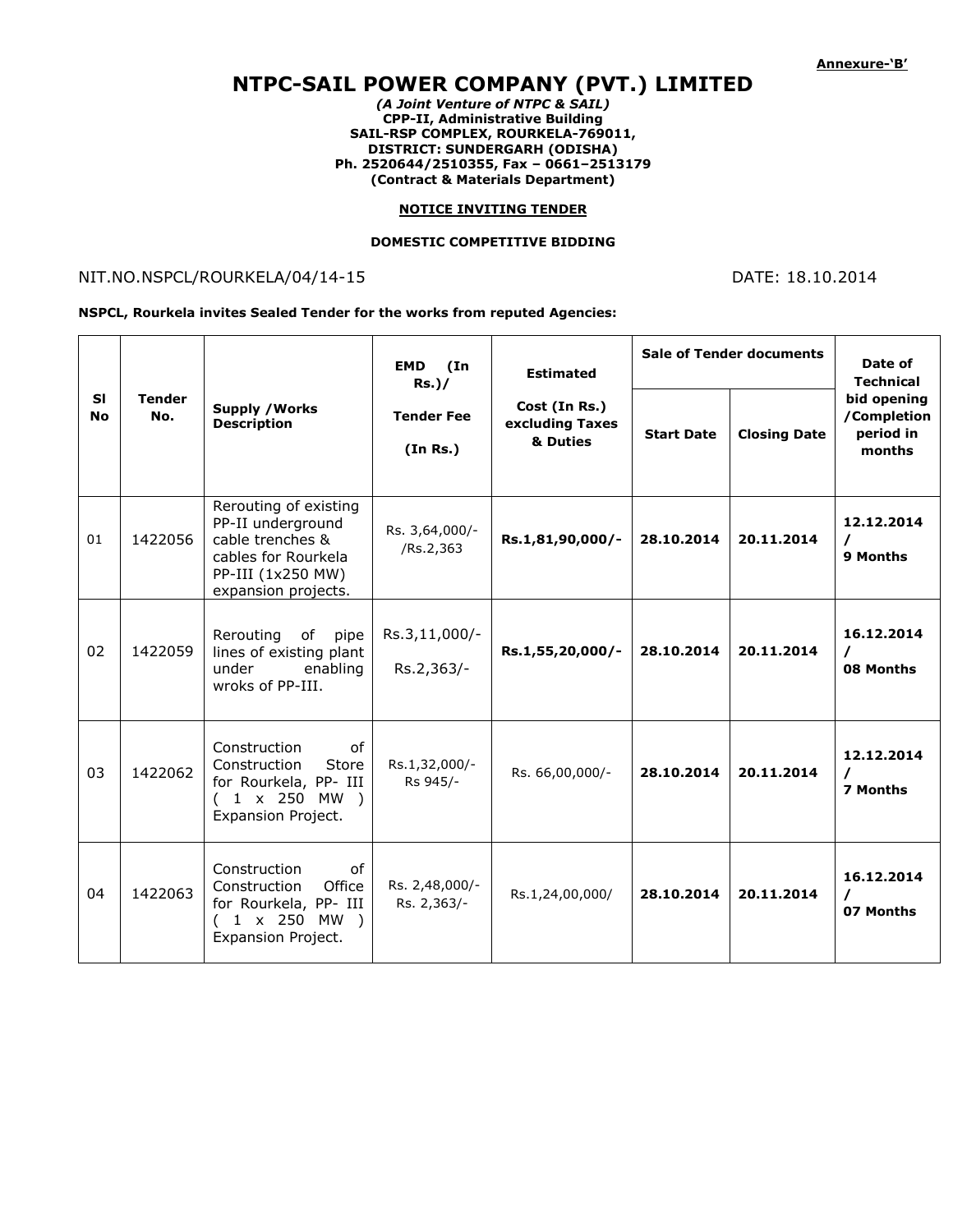**Annexure-'B'**

# NTPC-SAIL POWER COMPANY (PVT.) LIMITED

***(A Joint Venture of NTPC & SAIL)***
**CPP-II, Administrative Building**
**SAIL-RSP COMPLEX, ROURKELA-769011,**
**DISTRICT: SUNDERGARH (ODISHA)**
**Ph. 2520644/2510355, Fax – 0661–2513179**
**(Contract & Materials Department)**

**NOTICE INVITING TENDER**

**DOMESTIC COMPETITIVE BIDDING**

NIT.NO.NSPCL/ROURKELA/04/14-15 DATE: 18.10.2014

**NSPCL, Rourkela invites Sealed Tender for the works from reputed Agencies:**

| Sl No | Tender No. | Supply /Works Description | EMD (In Rs.)/ Tender Fee (In Rs.) | Estimated Cost (In Rs.) excluding Taxes & Duties | Sale of Tender documents | | Date of Technical bid opening /Completion period in months |
|---|---|---|---|---|---|---|---|
| | | | | | Start Date | Closing Date | |
| 01 | 1422056 | Rerouting of existing PP-II underground cable trenches & cables for Rourkela PP-III (1x250 MW) expansion projects. | Rs. 3,64,000/- /Rs.2,363 | **Rs.1,81,90,000/-** | **28.10.2014** | **20.11.2014** | **12.12.2014 / 9 Months** |
| 02 | 1422059 | Rerouting of pipe lines of existing plant under enabling wroks of PP-III. | Rs.3,11,000/- Rs.2,363/- | **Rs.1,55,20,000/-** | **28.10.2014** | **20.11.2014** | **16.12.2014 / 08 Months** |
| 03 | 1422062 | Construction of Construction Store for Rourkela, PP- III ( 1 x 250 MW ) Expansion Project. | Rs.1,32,000/- Rs 945/- | Rs. 66,00,000/- | **28.10.2014** | **20.11.2014** | **12.12.2014 / 7 Months** |
| 04 | 1422063 | Construction of Construction Office for Rourkela, PP- III ( 1 x 250 MW ) Expansion Project. | Rs. 2,48,000/- Rs. 2,363/- | Rs.1,24,00,000/ | **28.10.2014** | **20.11.2014** | **16.12.2014 / 07 Months** |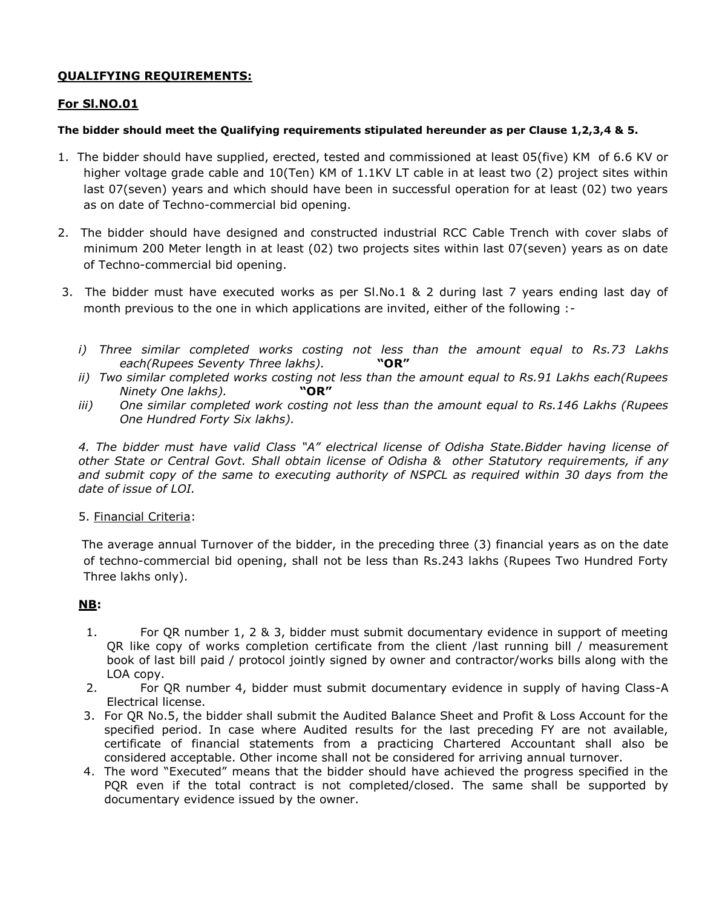**QUALIFYING REQUIREMENTS:**

**For Sl.NO.01**

**The bidder should meet the Qualifying requirements stipulated hereunder as per Clause 1,2,3,4 & 5.**

1. The bidder should have supplied, erected, tested and commissioned at least 05(five) KM of 6.6 KV or higher voltage grade cable and 10(Ten) KM of 1.1KV LT cable in at least two (2) project sites within last 07(seven) years and which should have been in successful operation for at least (02) two years as on date of Techno-commercial bid opening.

2. The bidder should have designed and constructed industrial RCC Cable Trench with cover slabs of minimum 200 Meter length in at least (02) two projects sites within last 07(seven) years as on date of Techno-commercial bid opening.

3. The bidder must have executed works as per Sl.No.1 & 2 during last 7 years ending last day of month previous to the one in which applications are invited, either of the following :-

   *i) Three similar completed works costing not less than the amount equal to Rs.73 Lakhs each(Rupees Seventy Three lakhs).* **"OR"**

   *ii) Two similar completed works costing not less than the amount equal to Rs.91 Lakhs each(Rupees Ninety One lakhs).* **"OR"**

   *iii) One similar completed work costing not less than the amount equal to Rs.146 Lakhs (Rupees One Hundred Forty Six lakhs).*

*4. The bidder must have valid Class "A" electrical license of Odisha State.Bidder having license of other State or Central Govt. Shall obtain license of Odisha & other Statutory requirements, if any and submit copy of the same to executing authority of NSPCL as required within 30 days from the date of issue of LOI.*

5. Financial Criteria:

The average annual Turnover of the bidder, in the preceding three (3) financial years as on the date of techno-commercial bid opening, shall not be less than Rs.243 lakhs (Rupees Two Hundred Forty Three lakhs only).

**NB:**

1. For QR number 1, 2 & 3, bidder must submit documentary evidence in support of meeting QR like copy of works completion certificate from the client /last running bill / measurement book of last bill paid / protocol jointly signed by owner and contractor/works bills along with the LOA copy.
2. For QR number 4, bidder must submit documentary evidence in supply of having Class-A Electrical license.
3. For QR No.5, the bidder shall submit the Audited Balance Sheet and Profit & Loss Account for the specified period. In case where Audited results for the last preceding FY are not available, certificate of financial statements from a practicing Chartered Accountant shall also be considered acceptable. Other income shall not be considered for arriving annual turnover.
4. The word "Executed" means that the bidder should have achieved the progress specified in the PQR even if the total contract is not completed/closed. The same shall be supported by documentary evidence issued by the owner.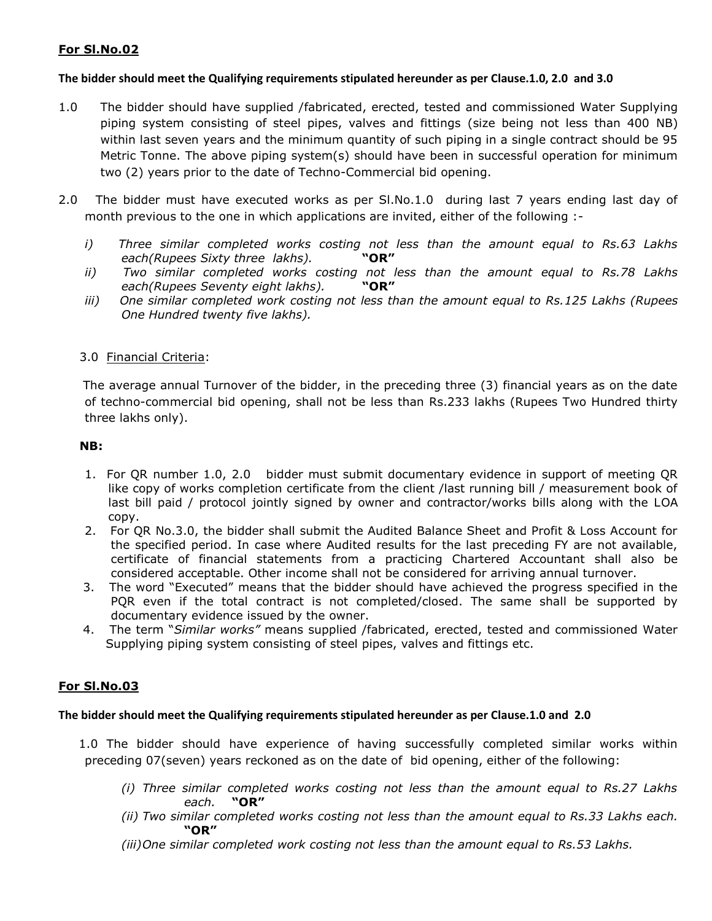**For Sl.No.02**

**The bidder should meet the Qualifying requirements stipulated hereunder as per Clause.1.0, 2.0 and 3.0**

1.0 The bidder should have supplied /fabricated, erected, tested and commissioned Water Supplying piping system consisting of steel pipes, valves and fittings (size being not less than 400 NB) within last seven years and the minimum quantity of such piping in a single contract should be 95 Metric Tonne. The above piping system(s) should have been in successful operation for minimum two (2) years prior to the date of Techno-Commercial bid opening.

2.0 The bidder must have executed works as per Sl.No.1.0 during last 7 years ending last day of month previous to the one in which applications are invited, either of the following :-

*i) Three similar completed works costing not less than the amount equal to Rs.63 Lakhs each(Rupees Sixty three lakhs).* **"OR"**

*ii) Two similar completed works costing not less than the amount equal to Rs.78 Lakhs each(Rupees Seventy eight lakhs).* **"OR"**

*iii) One similar completed work costing not less than the amount equal to Rs.125 Lakhs (Rupees One Hundred twenty five lakhs).*

3.0 Financial Criteria:

The average annual Turnover of the bidder, in the preceding three (3) financial years as on the date of techno-commercial bid opening, shall not be less than Rs.233 lakhs (Rupees Two Hundred thirty three lakhs only).

**NB:**

1. For QR number 1.0, 2.0 bidder must submit documentary evidence in support of meeting QR like copy of works completion certificate from the client /last running bill / measurement book of last bill paid / protocol jointly signed by owner and contractor/works bills along with the LOA copy.
2. For QR No.3.0, the bidder shall submit the Audited Balance Sheet and Profit & Loss Account for the specified period. In case where Audited results for the last preceding FY are not available, certificate of financial statements from a practicing Chartered Accountant shall also be considered acceptable. Other income shall not be considered for arriving annual turnover.
3. The word "Executed" means that the bidder should have achieved the progress specified in the PQR even if the total contract is not completed/closed. The same shall be supported by documentary evidence issued by the owner.
4. The term "*Similar works"* means supplied /fabricated, erected, tested and commissioned Water Supplying piping system consisting of steel pipes, valves and fittings etc.

**For Sl.No.03**

**The bidder should meet the Qualifying requirements stipulated hereunder as per Clause.1.0 and 2.0**

1.0 The bidder should have experience of having successfully completed similar works within preceding 07(seven) years reckoned as on the date of bid opening, either of the following:

*(i) Three similar completed works costing not less than the amount equal to Rs.27 Lakhs each.* **"OR"**

*(ii) Two similar completed works costing not less than the amount equal to Rs.33 Lakhs each.* **"OR"**

*(iii) One similar completed work costing not less than the amount equal to Rs.53 Lakhs.*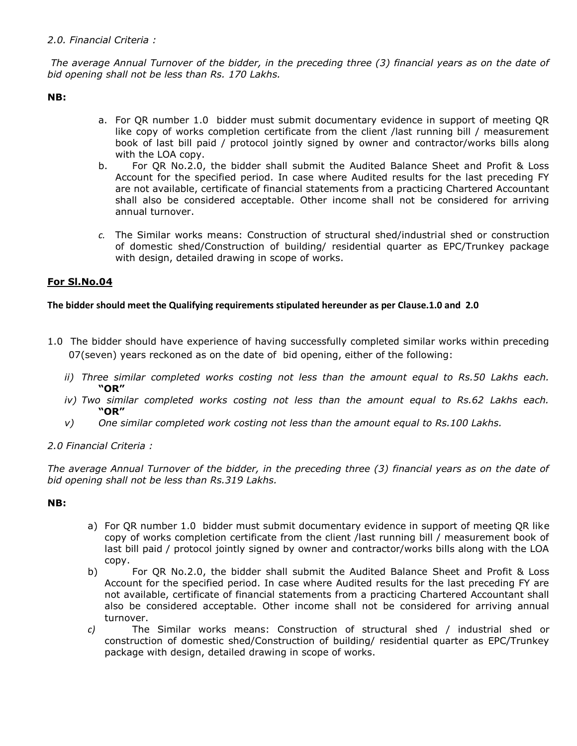*2.0. Financial Criteria :*

*The average Annual Turnover of the bidder, in the preceding three (3) financial years as on the date of bid opening shall not be less than Rs. 170 Lakhs.*

**NB:**

a. For QR number 1.0 bidder must submit documentary evidence in support of meeting QR like copy of works completion certificate from the client /last running bill / measurement book of last bill paid / protocol jointly signed by owner and contractor/works bills along with the LOA copy.

b. For QR No.2.0, the bidder shall submit the Audited Balance Sheet and Profit & Loss Account for the specified period. In case where Audited results for the last preceding FY are not available, certificate of financial statements from a practicing Chartered Accountant shall also be considered acceptable. Other income shall not be considered for arriving annual turnover.

*c.* The Similar works means: Construction of structural shed/industrial shed or construction of domestic shed/Construction of building/ residential quarter as EPC/Trunkey package with design, detailed drawing in scope of works.

## <u>For Sl.No.04</u>

**The bidder should meet the Qualifying requirements stipulated hereunder as per Clause.1.0 and 2.0**

1.0 The bidder should have experience of having successfully completed similar works within preceding 07(seven) years reckoned as on the date of bid opening, either of the following:

*ii) Three similar completed works costing not less than the amount equal to Rs.50 Lakhs each.*
**"OR"**

*iv) Two similar completed works costing not less than the amount equal to Rs.62 Lakhs each.*
**"OR"**

*v) One similar completed work costing not less than the amount equal to Rs.100 Lakhs.*

*2.0 Financial Criteria :*

*The average Annual Turnover of the bidder, in the preceding three (3) financial years as on the date of bid opening shall not be less than Rs.319 Lakhs.*

**NB:**

a) For QR number 1.0 bidder must submit documentary evidence in support of meeting QR like copy of works completion certificate from the client /last running bill / measurement book of last bill paid / protocol jointly signed by owner and contractor/works bills along with the LOA copy.

b) For QR No.2.0, the bidder shall submit the Audited Balance Sheet and Profit & Loss Account for the specified period. In case where Audited results for the last preceding FY are not available, certificate of financial statements from a practicing Chartered Accountant shall also be considered acceptable. Other income shall not be considered for arriving annual turnover.

*c)* The Similar works means: Construction of structural shed / industrial shed or construction of domestic shed/Construction of building/ residential quarter as EPC/Trunkey package with design, detailed drawing in scope of works.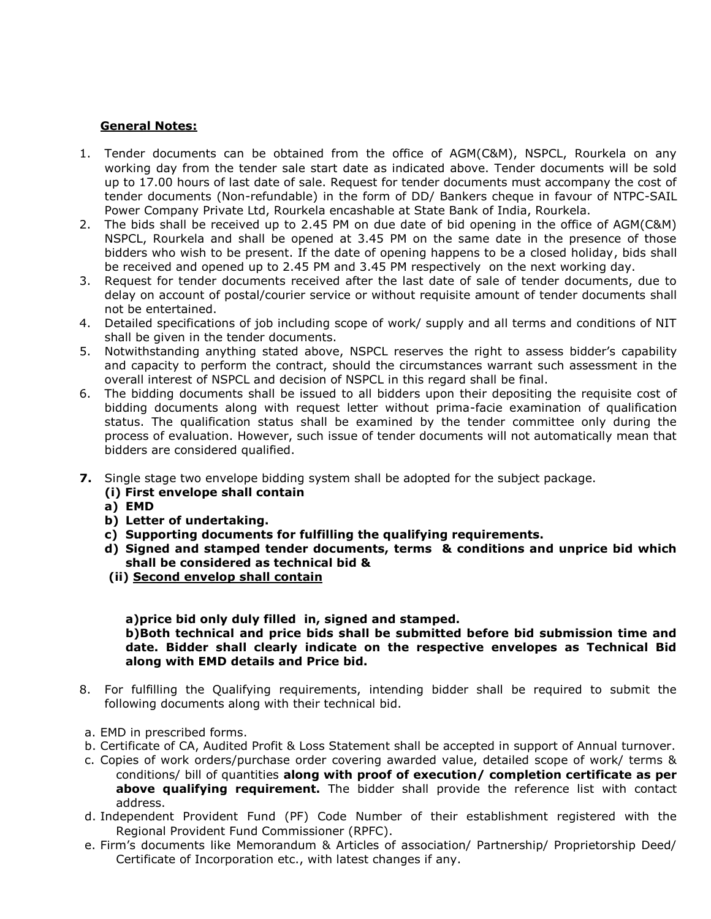**General Notes:**

1. Tender documents can be obtained from the office of AGM(C&M), NSPCL, Rourkela on any working day from the tender sale start date as indicated above. Tender documents will be sold up to 17.00 hours of last date of sale. Request for tender documents must accompany the cost of tender documents (Non-refundable) in the form of DD/ Bankers cheque in favour of NTPC-SAIL Power Company Private Ltd, Rourkela encashable at State Bank of India, Rourkela.
2. The bids shall be received up to 2.45 PM on due date of bid opening in the office of AGM(C&M) NSPCL, Rourkela and shall be opened at 3.45 PM on the same date in the presence of those bidders who wish to be present. If the date of opening happens to be a closed holiday, bids shall be received and opened up to 2.45 PM and 3.45 PM respectively on the next working day.
3. Request for tender documents received after the last date of sale of tender documents, due to delay on account of postal/courier service or without requisite amount of tender documents shall not be entertained.
4. Detailed specifications of job including scope of work/ supply and all terms and conditions of NIT shall be given in the tender documents.
5. Notwithstanding anything stated above, NSPCL reserves the right to assess bidder's capability and capacity to perform the contract, should the circumstances warrant such assessment in the overall interest of NSPCL and decision of NSPCL in this regard shall be final.
6. The bidding documents shall be issued to all bidders upon their depositing the requisite cost of bidding documents along with request letter without prima-facie examination of qualification status. The qualification status shall be examined by the tender committee only during the process of evaluation. However, such issue of tender documents will not automatically mean that bidders are considered qualified.

**7.** Single stage two envelope bidding system shall be adopted for the subject package.

**(i) First envelope shall contain**

**a) EMD**

**b) Letter of undertaking.**

**c) Supporting documents for fulfilling the qualifying requirements.**

**d) Signed and stamped tender documents, terms & conditions and unprice bid which shall be considered as technical bid &**

**(ii) <u>Second envelop shall contain</u>**

**a)price bid only duly filled in, signed and stamped.**

**b)Both technical and price bids shall be submitted before bid submission time and date. Bidder shall clearly indicate on the respective envelopes as Technical Bid along with EMD details and Price bid.**

8. For fulfilling the Qualifying requirements, intending bidder shall be required to submit the following documents along with their technical bid.

a. EMD in prescribed forms.

b. Certificate of CA, Audited Profit & Loss Statement shall be accepted in support of Annual turnover.

c. Copies of work orders/purchase order covering awarded value, detailed scope of work/ terms & conditions/ bill of quantities **along with proof of execution/ completion certificate as per above qualifying requirement.** The bidder shall provide the reference list with contact address.

d. Independent Provident Fund (PF) Code Number of their establishment registered with the Regional Provident Fund Commissioner (RPFC).

e. Firm's documents like Memorandum & Articles of association/ Partnership/ Proprietorship Deed/ Certificate of Incorporation etc., with latest changes if any.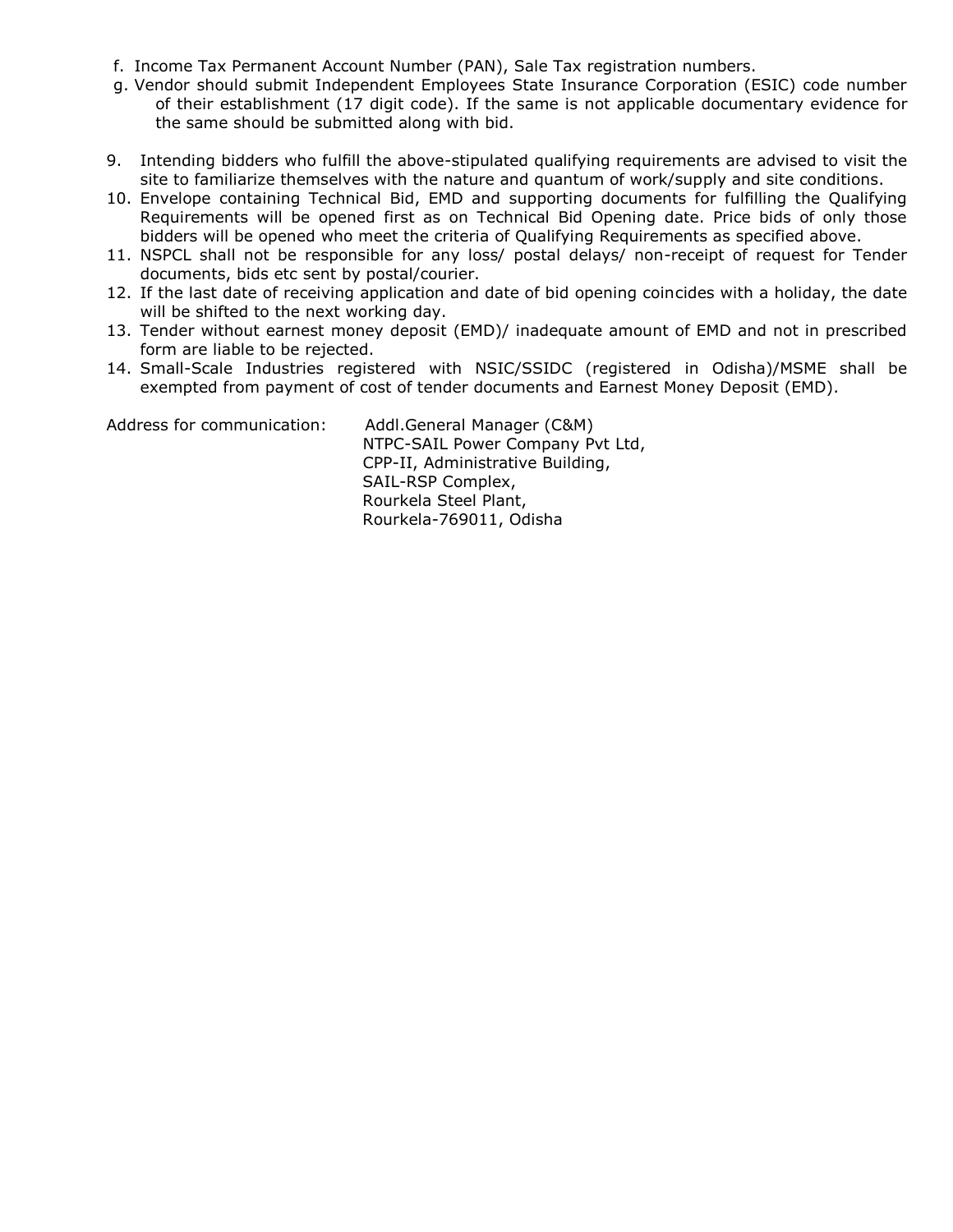f. Income Tax Permanent Account Number (PAN), Sale Tax registration numbers.

g. Vendor should submit Independent Employees State Insurance Corporation (ESIC) code number of their establishment (17 digit code). If the same is not applicable documentary evidence for the same should be submitted along with bid.

9. Intending bidders who fulfill the above-stipulated qualifying requirements are advised to visit the site to familiarize themselves with the nature and quantum of work/supply and site conditions.
10. Envelope containing Technical Bid, EMD and supporting documents for fulfilling the Qualifying Requirements will be opened first as on Technical Bid Opening date. Price bids of only those bidders will be opened who meet the criteria of Qualifying Requirements as specified above.
11. NSPCL shall not be responsible for any loss/ postal delays/ non-receipt of request for Tender documents, bids etc sent by postal/courier.
12. If the last date of receiving application and date of bid opening coincides with a holiday, the date will be shifted to the next working day.
13. Tender without earnest money deposit (EMD)/ inadequate amount of EMD and not in prescribed form are liable to be rejected.
14. Small-Scale Industries registered with NSIC/SSIDC (registered in Odisha)/MSME shall be exempted from payment of cost of tender documents and Earnest Money Deposit (EMD).

Address for communication: Addl.General Manager (C&M)
NTPC-SAIL Power Company Pvt Ltd,
CPP-II, Administrative Building,
SAIL-RSP Complex,
Rourkela Steel Plant,
Rourkela-769011, Odisha